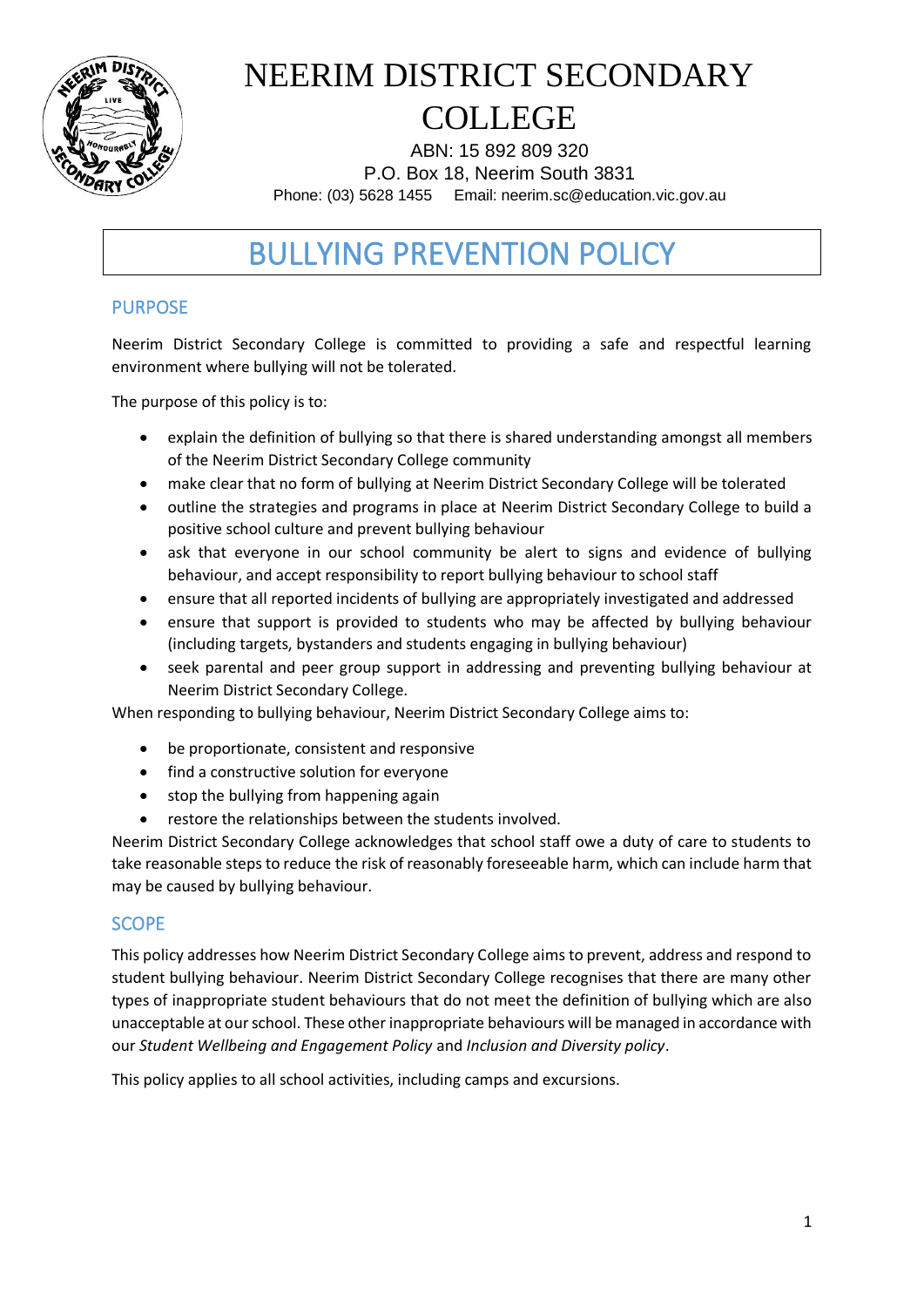# NEERIM DISTRICT SECONDARY COLLEGE

ABN: 15 892 809 320
P.O. Box 18, Neerim South 3831
Phone: (03) 5628 1455 Email: neerim.sc@education.vic.gov.au

# BULLYING PREVENTION POLICY

## PURPOSE

Neerim District Secondary College is committed to providing a safe and respectful learning environment where bullying will not be tolerated.

The purpose of this policy is to:

- explain the definition of bullying so that there is shared understanding amongst all members of the Neerim District Secondary College community
- make clear that no form of bullying at Neerim District Secondary College will be tolerated
- outline the strategies and programs in place at Neerim District Secondary College to build a positive school culture and prevent bullying behaviour
- ask that everyone in our school community be alert to signs and evidence of bullying behaviour, and accept responsibility to report bullying behaviour to school staff
- ensure that all reported incidents of bullying are appropriately investigated and addressed
- ensure that support is provided to students who may be affected by bullying behaviour (including targets, bystanders and students engaging in bullying behaviour)
- seek parental and peer group support in addressing and preventing bullying behaviour at Neerim District Secondary College.

When responding to bullying behaviour, Neerim District Secondary College aims to:

- be proportionate, consistent and responsive
- find a constructive solution for everyone
- stop the bullying from happening again
- restore the relationships between the students involved.

Neerim District Secondary College acknowledges that school staff owe a duty of care to students to take reasonable steps to reduce the risk of reasonably foreseeable harm, which can include harm that may be caused by bullying behaviour.

## SCOPE

This policy addresses how Neerim District Secondary College aims to prevent, address and respond to student bullying behaviour. Neerim District Secondary College recognises that there are many other types of inappropriate student behaviours that do not meet the definition of bullying which are also unacceptable at our school. These other inappropriate behaviours will be managed in accordance with our *Student Wellbeing and Engagement Policy* and *Inclusion and Diversity policy*.

This policy applies to all school activities, including camps and excursions.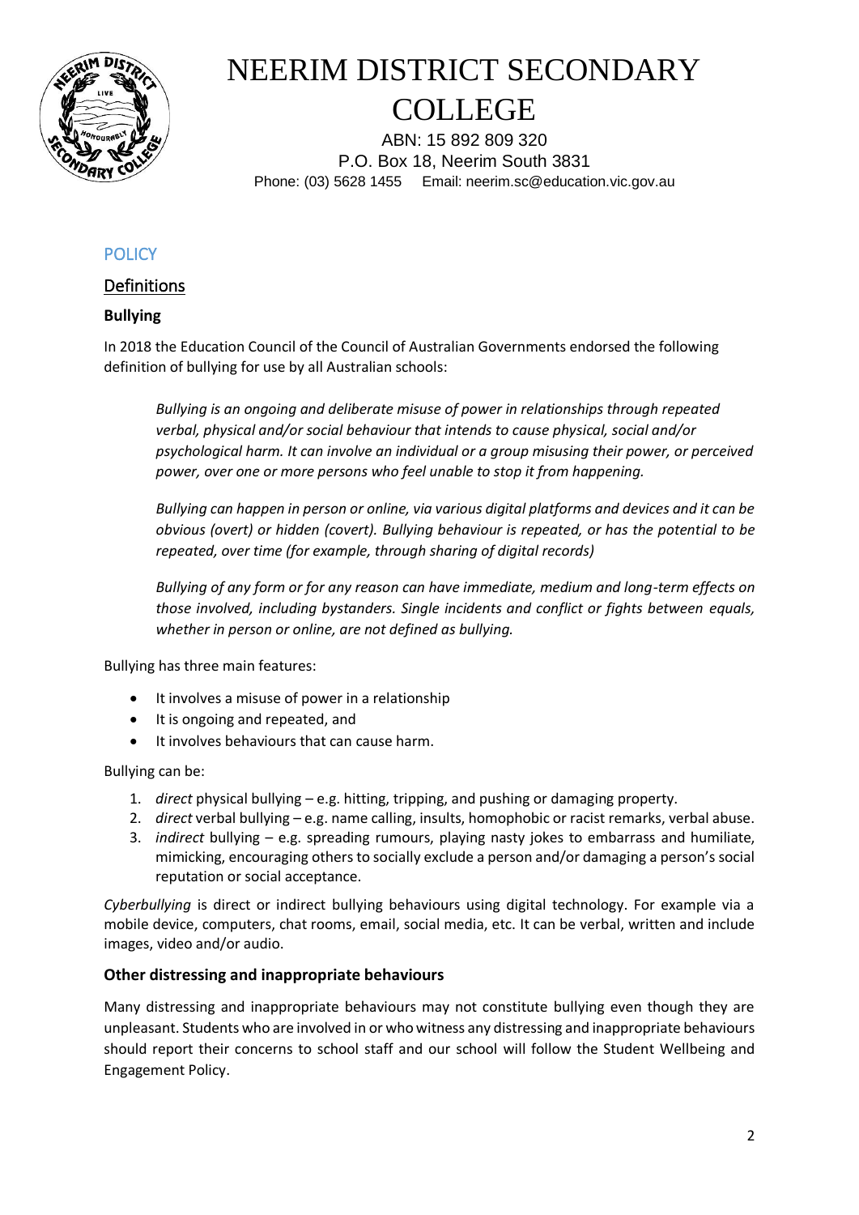# NEERIM DISTRICT SECONDARY COLLEGE

ABN: 15 892 809 320
P.O. Box 18, Neerim South 3831
Phone: (03) 5628 1455 Email: neerim.sc@education.vic.gov.au

## POLICY

### Definitions

**Bullying**

In 2018 the Education Council of the Council of Australian Governments endorsed the following definition of bullying for use by all Australian schools:

> *Bullying is an ongoing and deliberate misuse of power in relationships through repeated verbal, physical and/or social behaviour that intends to cause physical, social and/or psychological harm. It can involve an individual or a group misusing their power, or perceived power, over one or more persons who feel unable to stop it from happening.*
>
> *Bullying can happen in person or online, via various digital platforms and devices and it can be obvious (overt) or hidden (covert). Bullying behaviour is repeated, or has the potential to be repeated, over time (for example, through sharing of digital records)*
>
> *Bullying of any form or for any reason can have immediate, medium and long-term effects on those involved, including bystanders. Single incidents and conflict or fights between equals, whether in person or online, are not defined as bullying.*

Bullying has three main features:

- It involves a misuse of power in a relationship
- It is ongoing and repeated, and
- It involves behaviours that can cause harm.

Bullying can be:

1. *direct* physical bullying – e.g. hitting, tripping, and pushing or damaging property.
2. *direct* verbal bullying – e.g. name calling, insults, homophobic or racist remarks, verbal abuse.
3. *indirect* bullying – e.g. spreading rumours, playing nasty jokes to embarrass and humiliate, mimicking, encouraging others to socially exclude a person and/or damaging a person's social reputation or social acceptance.

*Cyberbullying* is direct or indirect bullying behaviours using digital technology. For example via a mobile device, computers, chat rooms, email, social media, etc. It can be verbal, written and include images, video and/or audio.

**Other distressing and inappropriate behaviours**

Many distressing and inappropriate behaviours may not constitute bullying even though they are unpleasant. Students who are involved in or who witness any distressing and inappropriate behaviours should report their concerns to school staff and our school will follow the Student Wellbeing and Engagement Policy.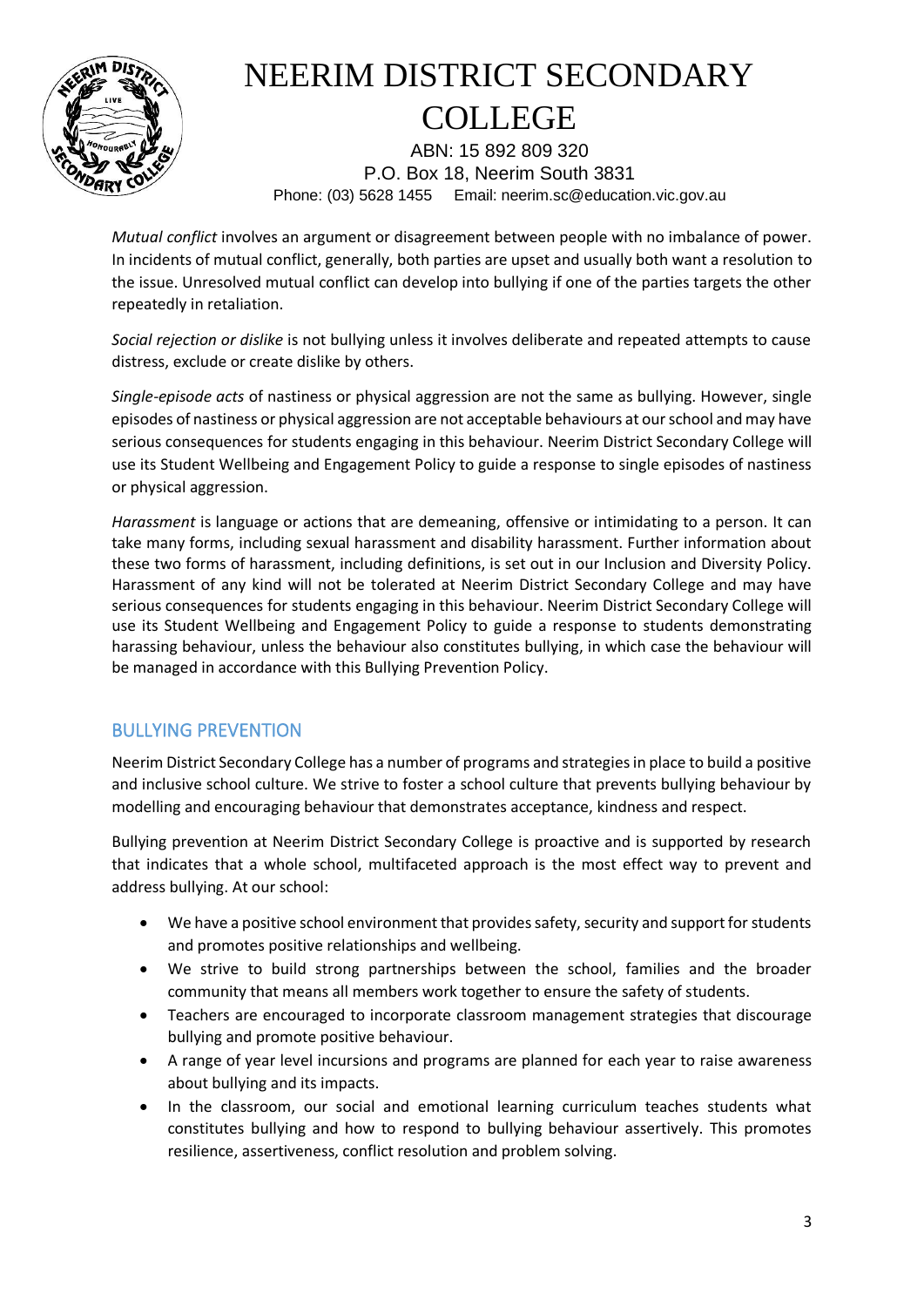*Mutual conflict* involves an argument or disagreement between people with no imbalance of power. In incidents of mutual conflict, generally, both parties are upset and usually both want a resolution to the issue. Unresolved mutual conflict can develop into bullying if one of the parties targets the other repeatedly in retaliation.

*Social rejection or dislike* is not bullying unless it involves deliberate and repeated attempts to cause distress, exclude or create dislike by others.

*Single-episode acts* of nastiness or physical aggression are not the same as bullying. However, single episodes of nastiness or physical aggression are not acceptable behaviours at our school and may have serious consequences for students engaging in this behaviour. Neerim District Secondary College will use its Student Wellbeing and Engagement Policy to guide a response to single episodes of nastiness or physical aggression.

*Harassment* is language or actions that are demeaning, offensive or intimidating to a person. It can take many forms, including sexual harassment and disability harassment. Further information about these two forms of harassment, including definitions, is set out in our Inclusion and Diversity Policy. Harassment of any kind will not be tolerated at Neerim District Secondary College and may have serious consequences for students engaging in this behaviour. Neerim District Secondary College will use its Student Wellbeing and Engagement Policy to guide a response to students demonstrating harassing behaviour, unless the behaviour also constitutes bullying, in which case the behaviour will be managed in accordance with this Bullying Prevention Policy.

## BULLYING PREVENTION

Neerim District Secondary College has a number of programs and strategies in place to build a positive and inclusive school culture. We strive to foster a school culture that prevents bullying behaviour by modelling and encouraging behaviour that demonstrates acceptance, kindness and respect.

Bullying prevention at Neerim District Secondary College is proactive and is supported by research that indicates that a whole school, multifaceted approach is the most effect way to prevent and address bullying. At our school:

- We have a positive school environment that provides safety, security and support for students and promotes positive relationships and wellbeing.
- We strive to build strong partnerships between the school, families and the broader community that means all members work together to ensure the safety of students.
- Teachers are encouraged to incorporate classroom management strategies that discourage bullying and promote positive behaviour.
- A range of year level incursions and programs are planned for each year to raise awareness about bullying and its impacts.
- In the classroom, our social and emotional learning curriculum teaches students what constitutes bullying and how to respond to bullying behaviour assertively. This promotes resilience, assertiveness, conflict resolution and problem solving.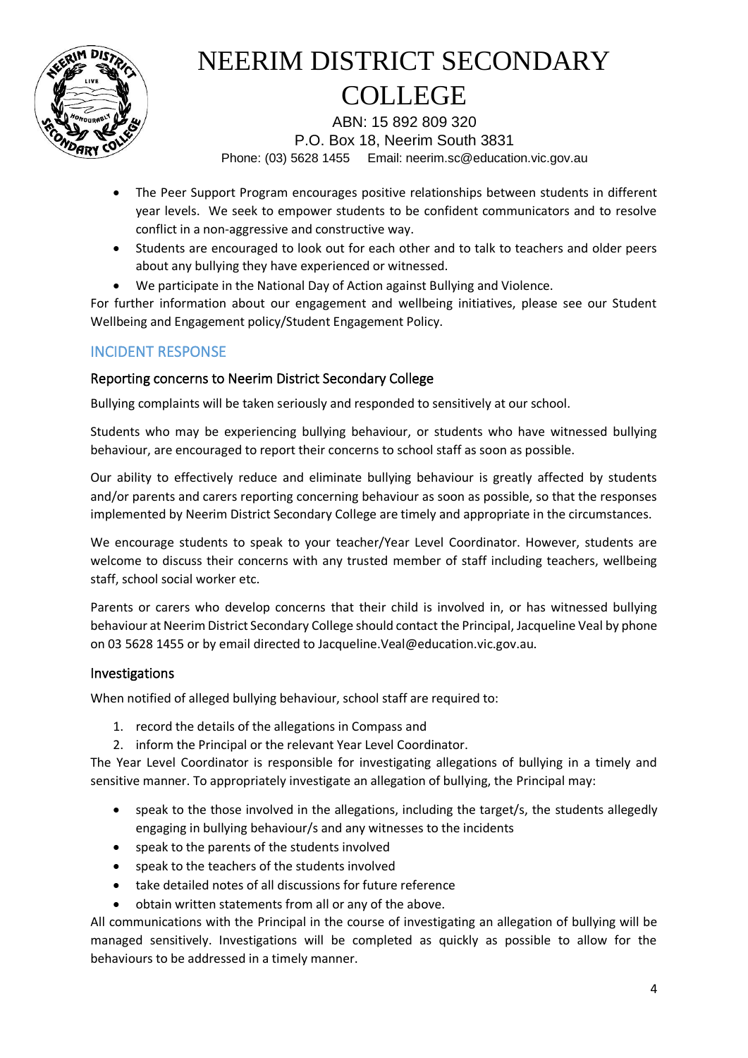- The Peer Support Program encourages positive relationships between students in different year levels. We seek to empower students to be confident communicators and to resolve conflict in a non-aggressive and constructive way.
- Students are encouraged to look out for each other and to talk to teachers and older peers about any bullying they have experienced or witnessed.
- We participate in the National Day of Action against Bullying and Violence.

For further information about our engagement and wellbeing initiatives, please see our Student Wellbeing and Engagement policy/Student Engagement Policy.

## INCIDENT RESPONSE

### Reporting concerns to Neerim District Secondary College

Bullying complaints will be taken seriously and responded to sensitively at our school.

Students who may be experiencing bullying behaviour, or students who have witnessed bullying behaviour, are encouraged to report their concerns to school staff as soon as possible.

Our ability to effectively reduce and eliminate bullying behaviour is greatly affected by students and/or parents and carers reporting concerning behaviour as soon as possible, so that the responses implemented by Neerim District Secondary College are timely and appropriate in the circumstances.

We encourage students to speak to your teacher/Year Level Coordinator. However, students are welcome to discuss their concerns with any trusted member of staff including teachers, wellbeing staff, school social worker etc.

Parents or carers who develop concerns that their child is involved in, or has witnessed bullying behaviour at Neerim District Secondary College should contact the Principal, Jacqueline Veal by phone on 03 5628 1455 or by email directed to Jacqueline.Veal@education.vic.gov.au.

### Investigations

When notified of alleged bullying behaviour, school staff are required to:

1. record the details of the allegations in Compass and
2. inform the Principal or the relevant Year Level Coordinator.

The Year Level Coordinator is responsible for investigating allegations of bullying in a timely and sensitive manner. To appropriately investigate an allegation of bullying, the Principal may:

- speak to the those involved in the allegations, including the target/s, the students allegedly engaging in bullying behaviour/s and any witnesses to the incidents
- speak to the parents of the students involved
- speak to the teachers of the students involved
- take detailed notes of all discussions for future reference
- obtain written statements from all or any of the above.

All communications with the Principal in the course of investigating an allegation of bullying will be managed sensitively. Investigations will be completed as quickly as possible to allow for the behaviours to be addressed in a timely manner.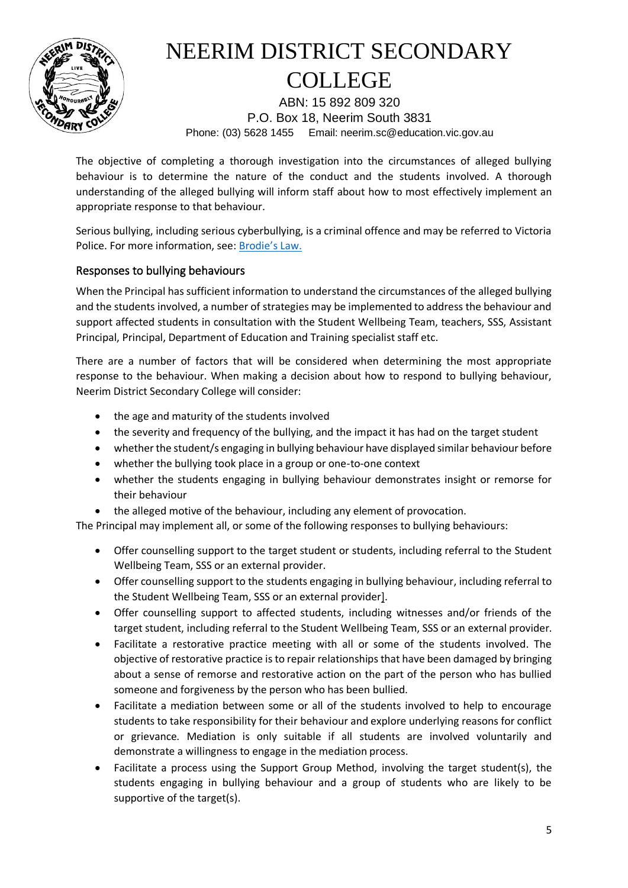The objective of completing a thorough investigation into the circumstances of alleged bullying behaviour is to determine the nature of the conduct and the students involved. A thorough understanding of the alleged bullying will inform staff about how to most effectively implement an appropriate response to that behaviour.

Serious bullying, including serious cyberbullying, is a criminal offence and may be referred to Victoria Police. For more information, see: Brodie's Law.

### Responses to bullying behaviours

When the Principal has sufficient information to understand the circumstances of the alleged bullying and the students involved, a number of strategies may be implemented to address the behaviour and support affected students in consultation with the Student Wellbeing Team, teachers, SSS, Assistant Principal, Principal, Department of Education and Training specialist staff etc.

There are a number of factors that will be considered when determining the most appropriate response to the behaviour. When making a decision about how to respond to bullying behaviour, Neerim District Secondary College will consider:

- the age and maturity of the students involved
- the severity and frequency of the bullying, and the impact it has had on the target student
- whether the student/s engaging in bullying behaviour have displayed similar behaviour before
- whether the bullying took place in a group or one-to-one context
- whether the students engaging in bullying behaviour demonstrates insight or remorse for their behaviour
- the alleged motive of the behaviour, including any element of provocation.

The Principal may implement all, or some of the following responses to bullying behaviours:

- Offer counselling support to the target student or students, including referral to the Student Wellbeing Team, SSS or an external provider.
- Offer counselling support to the students engaging in bullying behaviour, including referral to the Student Wellbeing Team, SSS or an external provider].
- Offer counselling support to affected students, including witnesses and/or friends of the target student, including referral to the Student Wellbeing Team, SSS or an external provider.
- Facilitate a restorative practice meeting with all or some of the students involved. The objective of restorative practice is to repair relationships that have been damaged by bringing about a sense of remorse and restorative action on the part of the person who has bullied someone and forgiveness by the person who has been bullied.
- Facilitate a mediation between some or all of the students involved to help to encourage students to take responsibility for their behaviour and explore underlying reasons for conflict or grievance. Mediation is only suitable if all students are involved voluntarily and demonstrate a willingness to engage in the mediation process.
- Facilitate a process using the Support Group Method, involving the target student(s), the students engaging in bullying behaviour and a group of students who are likely to be supportive of the target(s).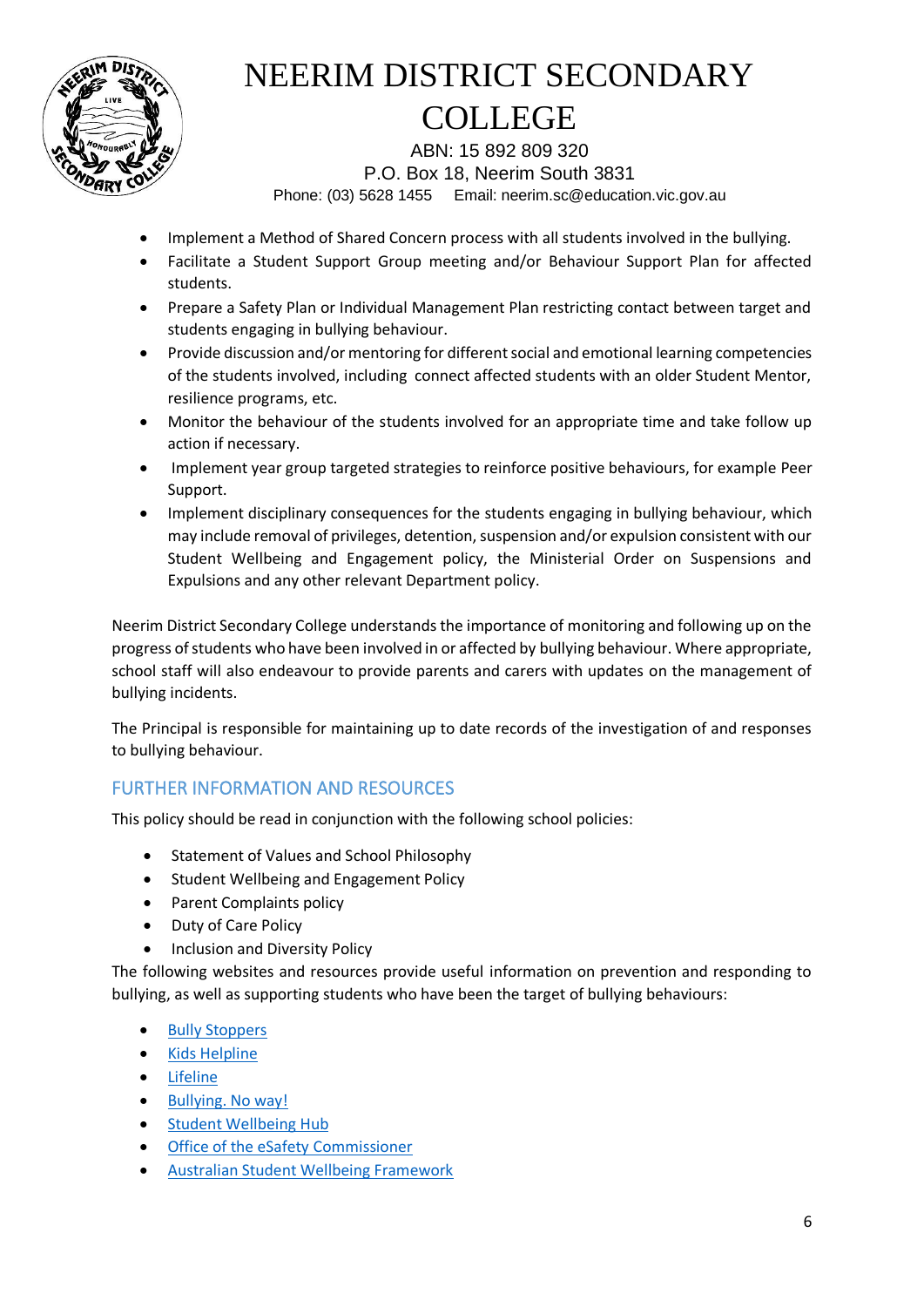- Implement a Method of Shared Concern process with all students involved in the bullying.
- Facilitate a Student Support Group meeting and/or Behaviour Support Plan for affected students.
- Prepare a Safety Plan or Individual Management Plan restricting contact between target and students engaging in bullying behaviour.
- Provide discussion and/or mentoring for different social and emotional learning competencies of the students involved, including connect affected students with an older Student Mentor, resilience programs, etc.
- Monitor the behaviour of the students involved for an appropriate time and take follow up action if necessary.
- Implement year group targeted strategies to reinforce positive behaviours, for example Peer Support.
- Implement disciplinary consequences for the students engaging in bullying behaviour, which may include removal of privileges, detention, suspension and/or expulsion consistent with our Student Wellbeing and Engagement policy, the Ministerial Order on Suspensions and Expulsions and any other relevant Department policy.

Neerim District Secondary College understands the importance of monitoring and following up on the progress of students who have been involved in or affected by bullying behaviour. Where appropriate, school staff will also endeavour to provide parents and carers with updates on the management of bullying incidents.

The Principal is responsible for maintaining up to date records of the investigation of and responses to bullying behaviour.

## FURTHER INFORMATION AND RESOURCES

This policy should be read in conjunction with the following school policies:

- Statement of Values and School Philosophy
- Student Wellbeing and Engagement Policy
- Parent Complaints policy
- Duty of Care Policy
- Inclusion and Diversity Policy

The following websites and resources provide useful information on prevention and responding to bullying, as well as supporting students who have been the target of bullying behaviours:

- Bully Stoppers
- Kids Helpline
- Lifeline
- Bullying. No way!
- Student Wellbeing Hub
- Office of the eSafety Commissioner
- Australian Student Wellbeing Framework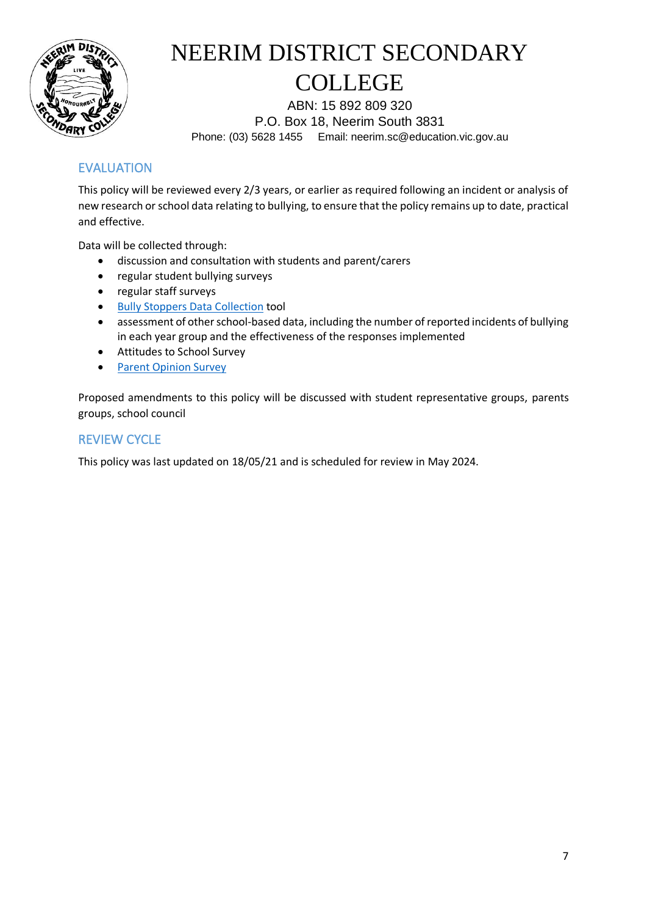## EVALUATION

This policy will be reviewed every 2/3 years, or earlier as required following an incident or analysis of new research or school data relating to bullying, to ensure that the policy remains up to date, practical and effective.

Data will be collected through:

- discussion and consultation with students and parent/carers
- regular student bullying surveys
- regular staff surveys
- Bully Stoppers Data Collection tool
- assessment of other school-based data, including the number of reported incidents of bullying in each year group and the effectiveness of the responses implemented
- Attitudes to School Survey
- Parent Opinion Survey

Proposed amendments to this policy will be discussed with student representative groups, parents groups, school council

## REVIEW CYCLE

This policy was last updated on 18/05/21 and is scheduled for review in May 2024.